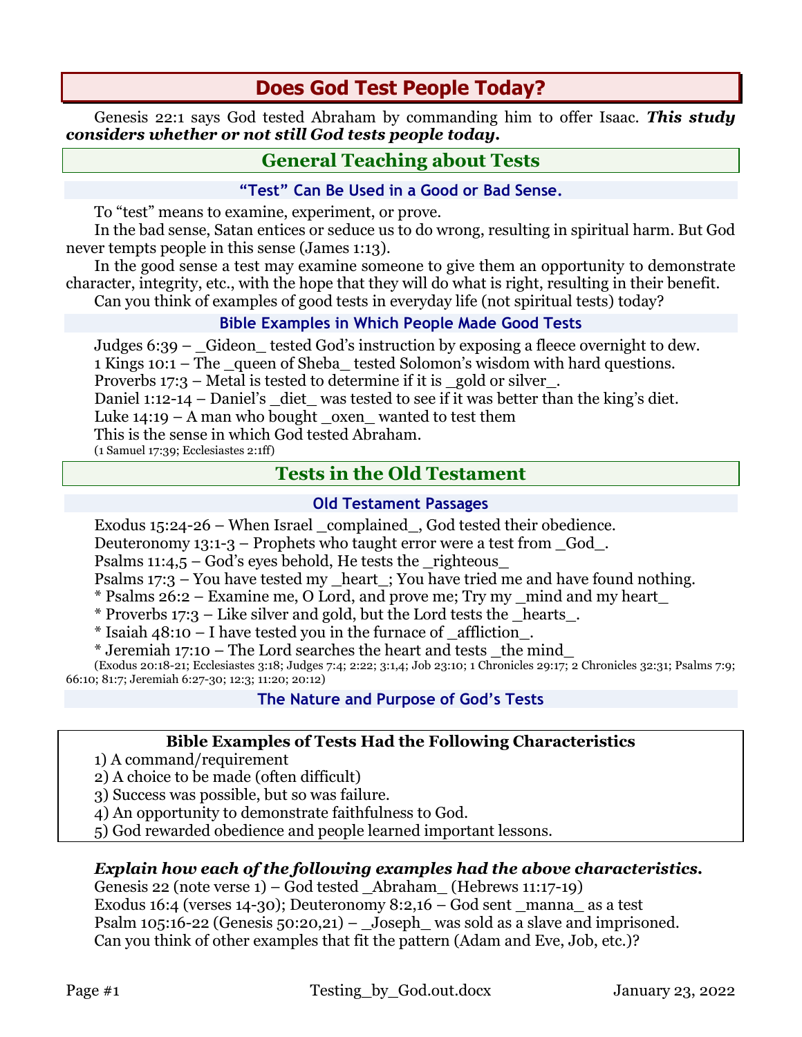# Does God Test People Today?

Genesis 22:1 says God tested Abraham by commanding him to offer Isaac. ***This study considers whether or not still God tests people today.***

## General Teaching about Tests

### "Test" Can Be Used in a Good or Bad Sense.

To "test" means to examine, experiment, or prove.

In the bad sense, Satan entices or seduce us to do wrong, resulting in spiritual harm. But God never tempts people in this sense (James 1:13).

In the good sense a test may examine someone to give them an opportunity to demonstrate character, integrity, etc., with the hope that they will do what is right, resulting in their benefit.

Can you think of examples of good tests in everyday life (not spiritual tests) today?

### Bible Examples in Which People Made Good Tests

Judges 6:39 – _Gideon_ tested God's instruction by exposing a fleece overnight to dew.
1 Kings 10:1 – The _queen of Sheba_ tested Solomon's wisdom with hard questions.
Proverbs 17:3 – Metal is tested to determine if it is _gold or silver_.
Daniel 1:12-14 – Daniel's _diet_ was tested to see if it was better than the king's diet.
Luke 14:19 – A man who bought _oxen_ wanted to test them
This is the sense in which God tested Abraham.
(1 Samuel 17:39; Ecclesiastes 2:1ff)

## Tests in the Old Testament

### Old Testament Passages

Exodus 15:24-26 – When Israel _complained_, God tested their obedience.
Deuteronomy 13:1-3 – Prophets who taught error were a test from _God_.
Psalms 11:4,5 – God's eyes behold, He tests the _righteous_
Psalms 17:3 – You have tested my _heart_; You have tried me and have found nothing.
* Psalms 26:2 – Examine me, O Lord, and prove me; Try my _mind and my heart_
* Proverbs 17:3 – Like silver and gold, but the Lord tests the _hearts_.
* Isaiah 48:10 – I have tested you in the furnace of _affliction_.
* Jeremiah 17:10 – The Lord searches the heart and tests _the mind_
(Exodus 20:18-21; Ecclesiastes 3:18; Judges 7:4; 2:22; 3:1,4; Job 23:10; 1 Chronicles 29:17; 2 Chronicles 32:31; Psalms 7:9; 66:10; 81:7; Jeremiah 6:27-30; 12:3; 11:20; 20:12)

### The Nature and Purpose of God's Tests

**Bible Examples of Tests Had the Following Characteristics**

1) A command/requirement
2) A choice to be made (often difficult)
3) Success was possible, but so was failure.
4) An opportunity to demonstrate faithfulness to God.
5) God rewarded obedience and people learned important lessons.

***Explain how each of the following examples had the above characteristics.***

Genesis 22 (note verse 1) – God tested _Abraham_ (Hebrews 11:17-19)
Exodus 16:4 (verses 14-30); Deuteronomy 8:2,16 – God sent _manna_ as a test
Psalm 105:16-22 (Genesis 50:20,21) – _Joseph_ was sold as a slave and imprisoned.
Can you think of other examples that fit the pattern (Adam and Eve, Job, etc.)?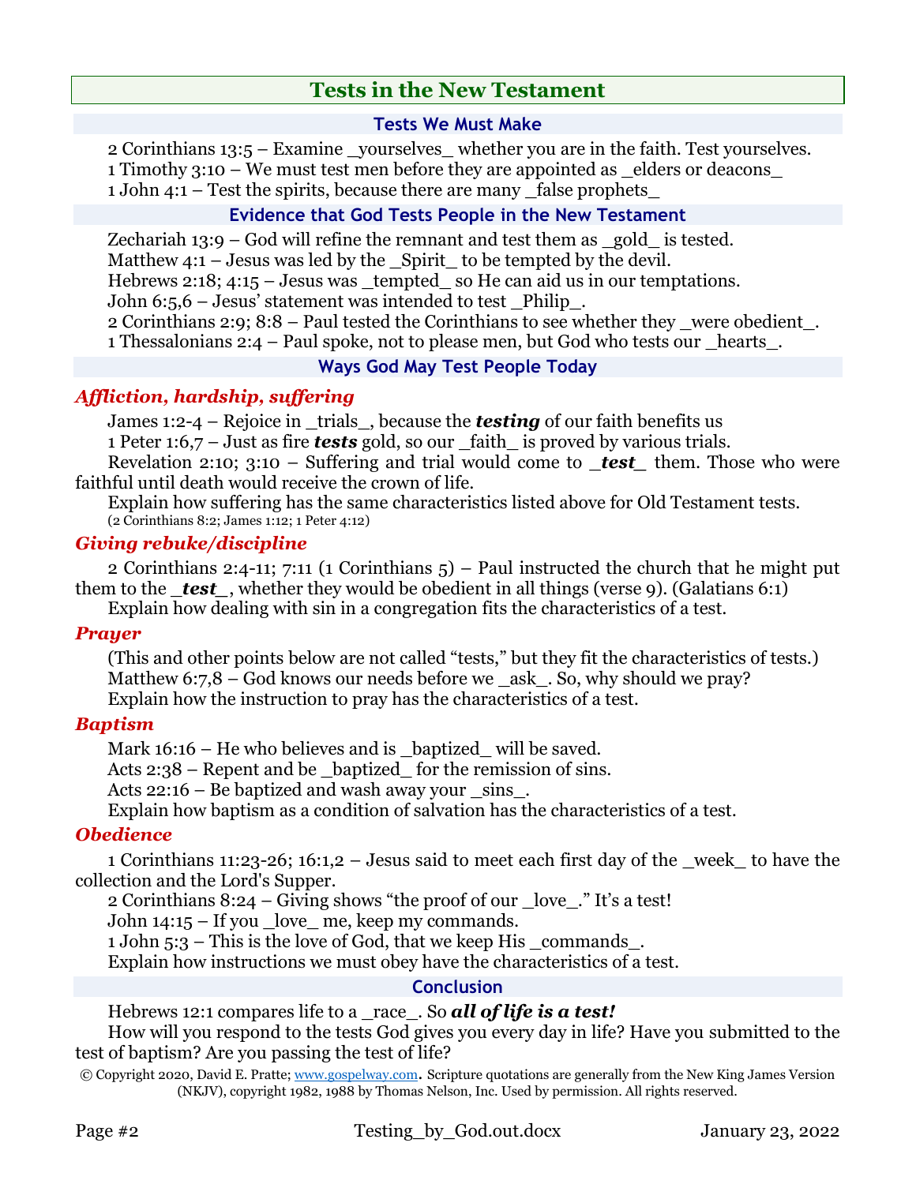# Tests in the New Testament

## Tests We Must Make

2 Corinthians 13:5 – Examine _yourselves_ whether you are in the faith. Test yourselves.

1 Timothy 3:10 – We must test men before they are appointed as _elders or deacons_

1 John 4:1 – Test the spirits, because there are many _false prophets_

## Evidence that God Tests People in the New Testament

Zechariah 13:9 – God will refine the remnant and test them as _gold_ is tested.

Matthew 4:1 – Jesus was led by the _Spirit_ to be tempted by the devil.

Hebrews 2:18; 4:15 – Jesus was _tempted_ so He can aid us in our temptations.

John 6:5,6 – Jesus' statement was intended to test _Philip_.

2 Corinthians 2:9; 8:8 – Paul tested the Corinthians to see whether they _were obedient_.

1 Thessalonians 2:4 – Paul spoke, not to please men, but God who tests our _hearts_.

## Ways God May Test People Today

### *Affliction, hardship, suffering*

James 1:2-4 – Rejoice in _trials_, because the ***testing*** of our faith benefits us

1 Peter 1:6,7 – Just as fire ***tests*** gold, so our _faith_ is proved by various trials.

Revelation 2:10; 3:10 – Suffering and trial would come to ***_test_*** them. Those who were faithful until death would receive the crown of life.

Explain how suffering has the same characteristics listed above for Old Testament tests. (2 Corinthians 8:2; James 1:12; 1 Peter 4:12)

### *Giving rebuke/discipline*

2 Corinthians 2:4-11; 7:11 (1 Corinthians 5) – Paul instructed the church that he might put them to the ***_test_***, whether they would be obedient in all things (verse 9). (Galatians 6:1)

Explain how dealing with sin in a congregation fits the characteristics of a test.

### *Prayer*

(This and other points below are not called "tests," but they fit the characteristics of tests.)

Matthew 6:7,8 – God knows our needs before we _ask_. So, why should we pray?

Explain how the instruction to pray has the characteristics of a test.

### *Baptism*

Mark 16:16 – He who believes and is _baptized_ will be saved.

Acts 2:38 – Repent and be _baptized_ for the remission of sins.

Acts 22:16 – Be baptized and wash away your _sins_.

Explain how baptism as a condition of salvation has the characteristics of a test.

### *Obedience*

1 Corinthians 11:23-26; 16:1,2 – Jesus said to meet each first day of the _week_ to have the collection and the Lord's Supper.

2 Corinthians 8:24 – Giving shows "the proof of our _love_." It's a test!

John 14:15 – If you _love_ me, keep my commands.

1 John 5:3 – This is the love of God, that we keep His _commands_.

Explain how instructions we must obey have the characteristics of a test.

## Conclusion

Hebrews 12:1 compares life to a _race_. So ***all of life is a test!***

How will you respond to the tests God gives you every day in life? Have you submitted to the test of baptism? Are you passing the test of life?

© Copyright 2020, David E. Pratte; www.gospelway.com. Scripture quotations are generally from the New King James Version (NKJV), copyright 1982, 1988 by Thomas Nelson, Inc. Used by permission. All rights reserved.